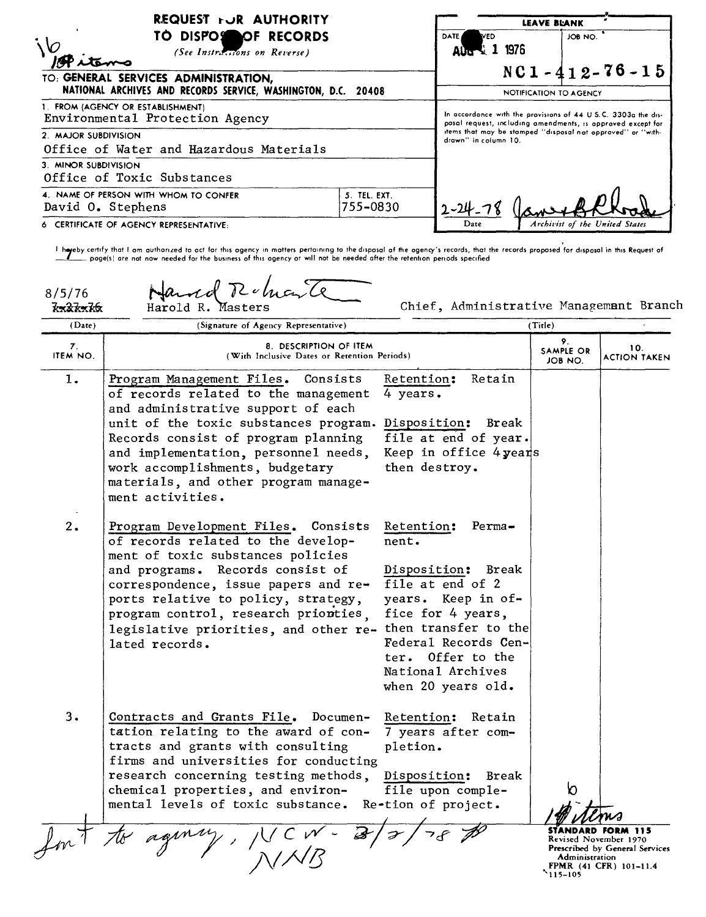16 ~~18~~ items

# REQUEST FOR AUTHORITY TO DISPOSE OF RECORDS

*(See Instructions on Reverse)*

**TO: GENERAL SERVICES ADMINISTRATION, NATIONAL ARCHIVES AND RECORDS SERVICE, WASHINGTON, D.C. 20408**

| LEAVE BLANK | |
|---|---|
| DATE RECEIVED: AUG 1 1976 | JOB NO.: NC1-412-76-15 |

**NOTIFICATION TO AGENCY**

In accordance with the provisions of 44 U.S.C. 3303a the disposal request, including amendments, is approved except for items that may be stamped "disposal not approved" or "withdrawn" in column 10.

2-24-78 — James B. Rhoads
Date — Archivist of the United States

1. FROM (AGENCY OR ESTABLISHMENT)
Environmental Protection Agency

2. MAJOR SUBDIVISION
Office of Water and Hazardous Materials

3. MINOR SUBDIVISION
Office of Toxic Substances

4. NAME OF PERSON WITH WHOM TO CONFER
David O. Stephens

5. TEL. EXT.
755-0830

6. CERTIFICATE OF AGENCY REPRESENTATIVE:

I hereby certify that I am authorized to act for this agency in matters pertaining to the disposal of the agency's records, that the records proposed for disposal in this Request of 1 page(s) are not now needed for the business of this agency or will not be needed after the retention periods specified.

| (Date) | (Signature of Agency Representative) | (Title) |
|---|---|---|
| 8/5/76 ~~7x27x76~~ | Harold R. Masters | Chief, Administrative Management Branch |

| 7. ITEM NO. | 8. DESCRIPTION OF ITEM (With Inclusive Dates or Retention Periods) | | 9. SAMPLE OR JOB NO. | 10. ACTION TAKEN |
|---|---|---|---|---|
| 1. | Program Management Files. Consists of records related to the management and administrative support of each unit of the toxic substances program. Records consist of program planning and implementation, personnel needs, work accomplishments, budgetary materials, and other program management activities. | Retention: Retain 4 years. Disposition: Break file at end of year. Keep in office 4 years then destroy. | | |
| 2. | Program Development Files. Consists of records related to the development of toxic substances policies and programs. Records consist of correspondence, issue papers and reports relative to policy, strategy, program control, research priorities, legislative priorities, and other related records. | Retention: Permanent. Disposition: Break file at end of 2 years. Keep in office for 4 years, then transfer to the Federal Records Center. Offer to the National Archives when 20 years old. | | |
| 3. | Contracts and Grants File. Documentation relating to the award of contracts and grants with consulting firms and universities for conducting research concerning testing methods, chemical properties, and environmental levels of toxic substance. | Retention: Retain 7 years after completion. Disposition: Break file upon completion of project. | | |

16 ~~18~~ items

Sent to agency, NCW - 3/2/78
NNB

STANDARD FORM 115
Revised November 1970
Prescribed by General Services Administration
FPMR (41 CFR) 101-11.4
115-105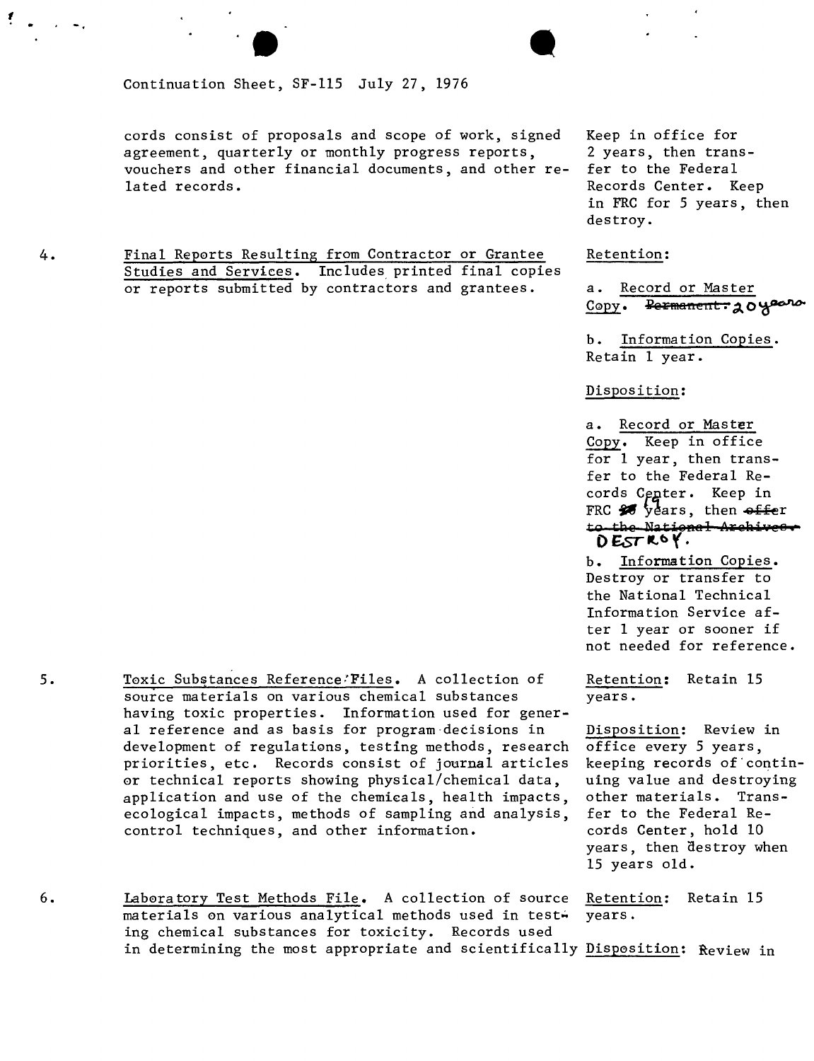Continuation Sheet, SF-115 July 27, 1976

| | | |
|---|---|---|
| | cords consist of proposals and scope of work, signed agreement, quarterly or monthly progress reports, vouchers and other financial documents, and other related records. | Keep in office for 2 years, then transfer to the Federal Records Center. Keep in FRC for 5 years, then destroy. |
| 4. | Final Reports Resulting from Contractor or Grantee Studies and Services. Includes printed final copies or reports submitted by contractors and grantees. | Retention:<br><br>a. Record or Master Copy. ~~Permanent.~~ 20 years<br><br>b. Information Copies. Retain 1 year.<br><br>Disposition:<br><br>a. Record or Master Copy. Keep in office for 1 year, then transfer to the Federal Records Center. Keep in FRC ~~20~~ 19 years, then ~~offer to the National Archives.~~ DESTROY.<br><br>b. Information Copies. Destroy or transfer to the National Technical Information Service after 1 year or sooner if not needed for reference. |
| 5. | Toxic Substances Reference Files. A collection of source materials on various chemical substances having toxic properties. Information used for general reference and as basis for program decisions in development of regulations, testing methods, research priorities, etc. Records consist of journal articles or technical reports showing physical/chemical data, application and use of the chemicals, health impacts, ecological impacts, methods of sampling and analysis, control techniques, and other information. | Retention: Retain 15 years.<br><br>Disposition: Review in office every 5 years, keeping records of continuing value and destroying other materials. Transfer to the Federal Records Center, hold 10 years, then destroy when 15 years old. |
| 6. | Laboratory Test Methods File. A collection of source materials on various analytical methods used in testing chemical substances for toxicity. Records used in determining the most appropriate and scientifically | Retention: Retain 15 years.<br><br>Disposition: Review in |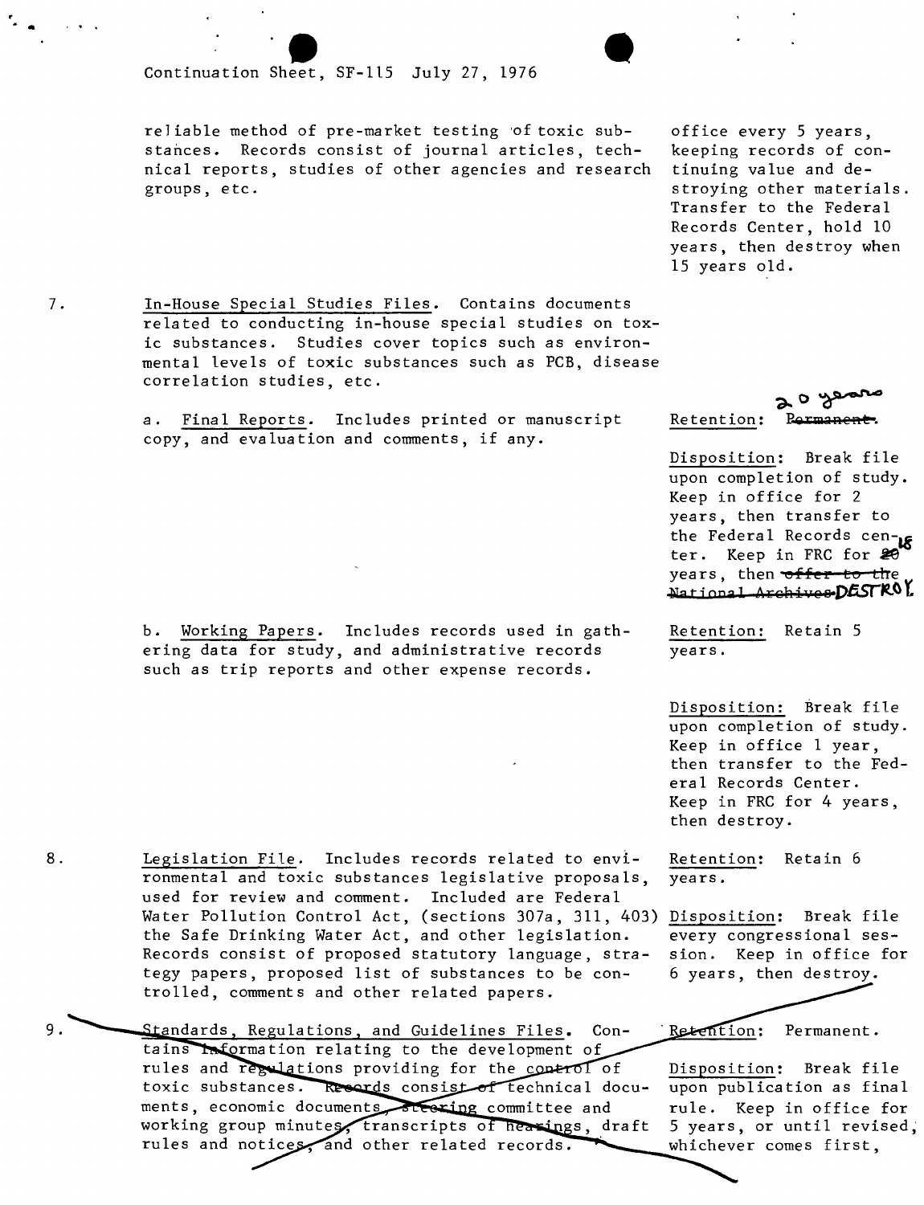Continuation Sheet, SF-115 July 27, 1976

reliable method of pre-market testing of toxic substances. Records consist of journal articles, technical reports, studies of other agencies and research groups, etc.

office every 5 years, keeping records of continuing value and destroying other materials. Transfer to the Federal Records Center, hold 10 years, then destroy when 15 years old.

7. In-House Special Studies Files. Contains documents related to conducting in-house special studies on toxic substances. Studies cover topics such as environmental levels of toxic substances such as PCB, disease correlation studies, etc.

a. Final Reports. Includes printed or manuscript copy, and evaluation and comments, if any.

Retention: ~~Permanent.~~ 20 years

Disposition: Break file upon completion of study. Keep in office for 2 years, then transfer to the Federal Records center. Keep in FRC for ~~20~~ 18 years, then ~~offer to the National Archives~~ DESTROY.

b. Working Papers. Includes records used in gathering data for study, and administrative records such as trip reports and other expense records.

Retention: Retain 5 years.

Disposition: Break file upon completion of study. Keep in office 1 year, then transfer to the Federal Records Center. Keep in FRC for 4 years, then destroy.

8. Legislation File. Includes records related to environmental and toxic substances legislative proposals, used for review and comment. Included are Federal Water Pollution Control Act, (sections 307a, 311, 403) the Safe Drinking Water Act, and other legislation. Records consist of proposed statutory language, strategy papers, proposed list of substances to be controlled, comments and other related papers.

Retention: Retain 6 years.

Disposition: Break file every congressional session. Keep in office for 6 years, then destroy.

9. ~~Standards, Regulations, and Guidelines Files. Contains information relating to the development of rules and regulations providing for the control of toxic substances. Records consist of technical documents, economic documents, steering committee and working group minutes, transcripts of hearings, draft rules and notices, and other related records.~~

~~Retention: Permanent.~~

~~Disposition: Break file upon publication as final rule. Keep in office for 5 years, or until revised, whichever comes first,~~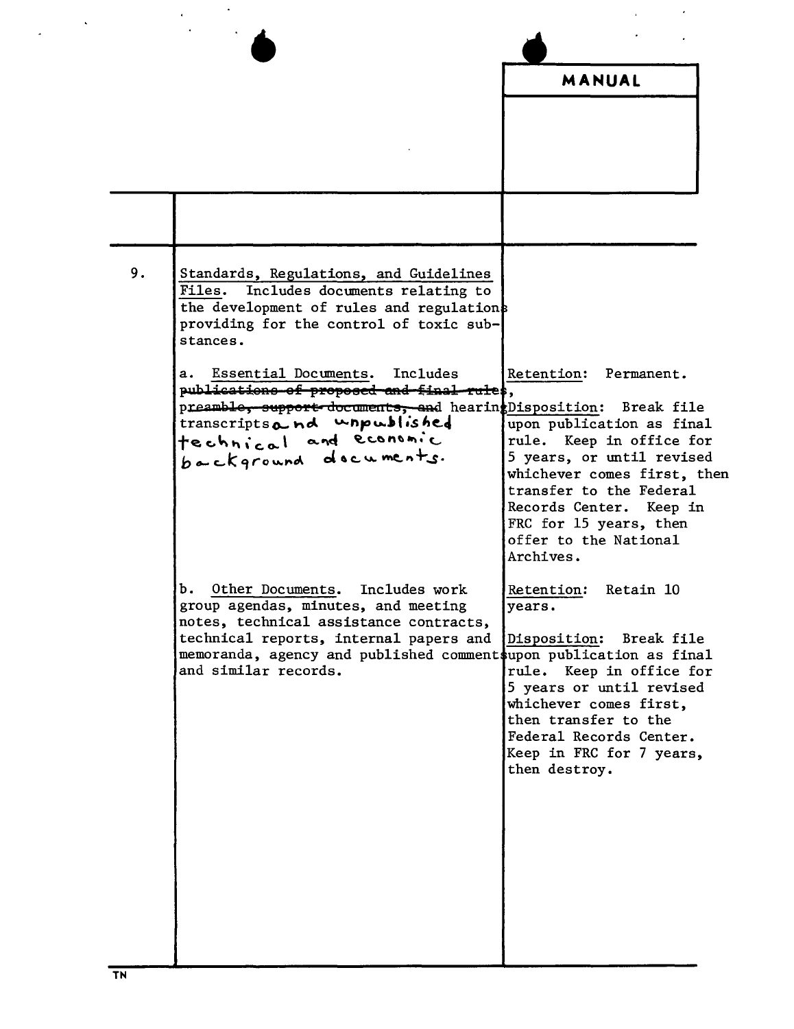| | | MANUAL |
|---|---|---|
| 9. | Standards, Regulations, and Guidelines Files. Includes documents relating to the development of rules and regulations providing for the control of toxic substances. | |
| | a. Essential Documents. Includes ~~publications of proposed and final rules~~, ~~preamble, support documents, and~~ hearing transcripts and unpublished technical and economic background documents. | Retention: Permanent.<br><br>Disposition: Break file upon publication as final rule. Keep in office for 5 years, or until revised whichever comes first, then transfer to the Federal Records Center. Keep in FRC for 15 years, then offer to the National Archives. |
| | b. Other Documents. Includes work group agendas, minutes, and meeting notes, technical assistance contracts, technical reports, internal papers and memoranda, agency and published comments and similar records. | Retention: Retain 10 years.<br><br>Disposition: Break file upon publication as final rule. Keep in office for 5 years or until revised whichever comes first, then transfer to the Federal Records Center. Keep in FRC for 7 years, then destroy. |

TN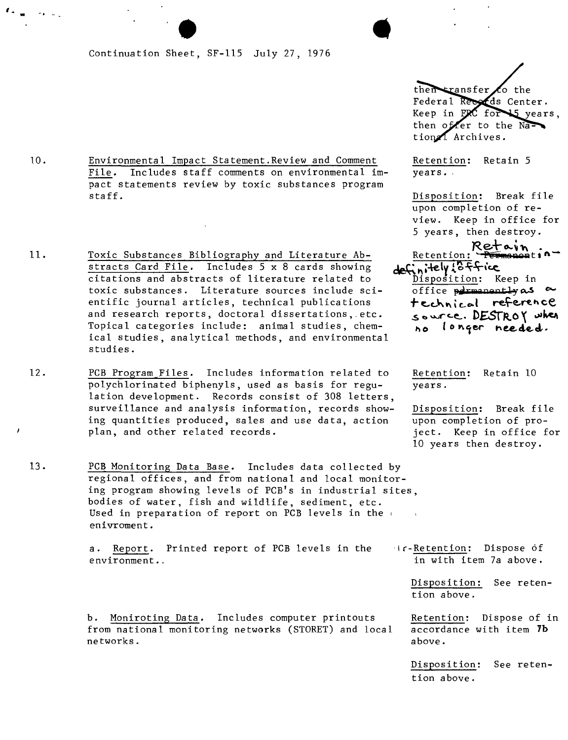Continuation Sheet, SF-115 July 27, 1976

~~then transfer to the Federal Records Center. Keep in FRC for 15 years, then offer to the National Archives.~~

10. Environmental Impact Statement.Review and Comment File. Includes staff comments on environmental impact statements review by toxic substances program staff.

Retention: Retain 5 years.

Disposition: Break file upon completion of review. Keep in office for 5 years, then destroy.

11. Toxic Substances Bibliography and Literature Abstracts Card File. Includes 5 x 8 cards showing citations and abstracts of literature related to toxic substances. Literature sources include scientific journal articles, technical publications and research reports, doctoral dissertations, etc. Topical categories include: animal studies, chemical studies, analytical methods, and environmental studies.

Retention: ~~Permanent~~ Retain indefinitely in office

Disposition: Keep in office ~~permanently~~ as a technical reference source. DESTROY when no longer needed.

12. PCB Program Files. Includes information related to polychlorinated biphenyls, used as basis for regulation development. Records consist of 308 letters, surveillance and analysis information, records showing quantities produced, sales and use data, action plan, and other related records.

Retention: Retain 10 years.

Disposition: Break file upon completion of project. Keep in office for 10 years then destroy.

13. PCB Monitoring Data Base. Includes data collected by regional offices, and from national and local monitoring program showing levels of PCB's in industrial sites, bodies of water, fish and wildlife, sediment, etc. Used in preparation of report on PCB levels in the enivroment.

a. Report. Printed report of PCB levels in the environment..

Retention: Dispose of in with item 7a above.

Disposition: See retention above.

b. Moniroting Data. Includes computer printouts from national monitoring networks (STORET) and local networks.

Retention: Dispose of in accordance with item 7b above.

Disposition: See retention above.